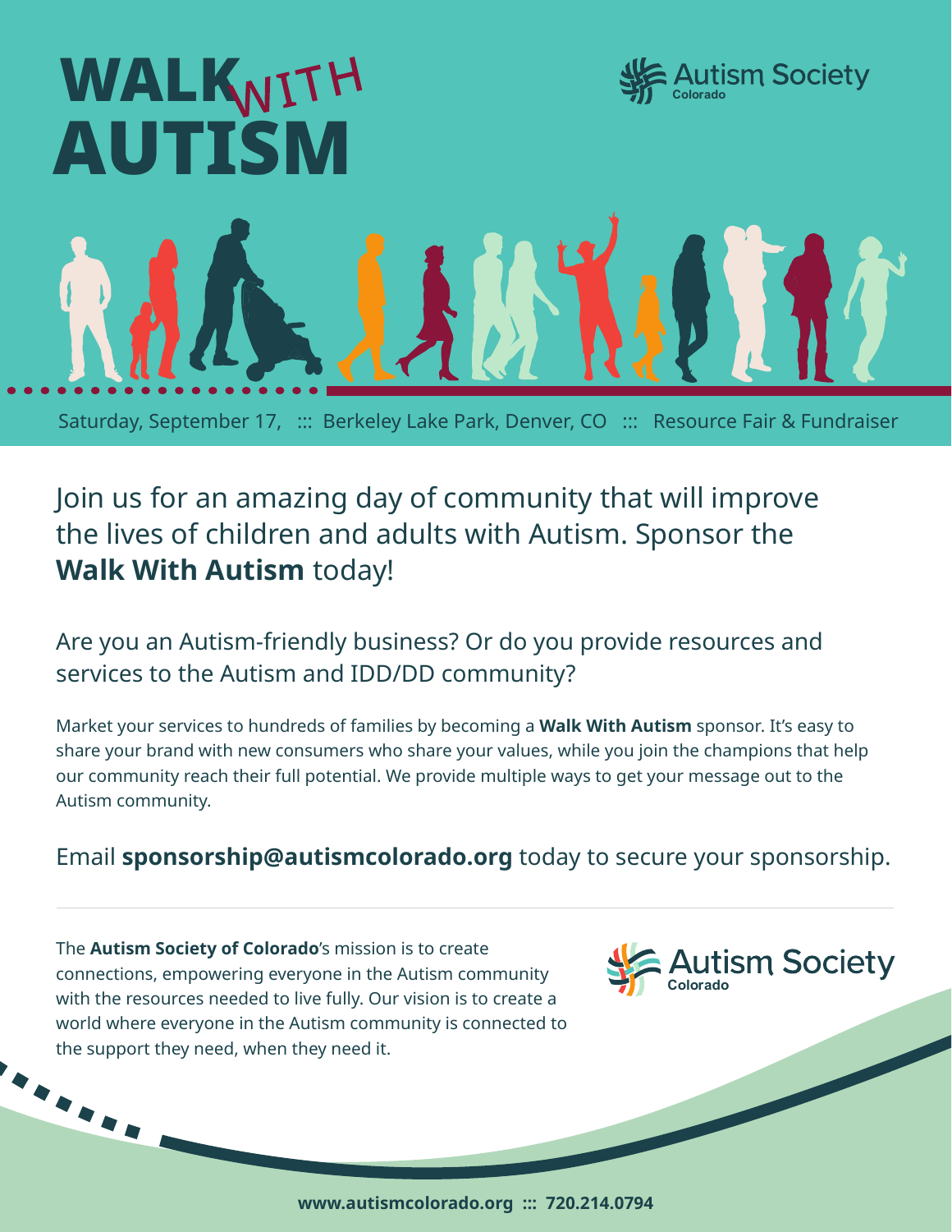# WALK WITH AUTISM

Autism Society Colorado

Saturday, September 17, ::: Berkeley Lake Park, Denver, CO ::: Resource Fair & Fundraiser

## Join us for an amazing day of community that will improve the lives of children and adults with Autism. Sponsor the **Walk With Autism** today!

### Are you an Autism-friendly business? Or do you provide resources and services to the Autism and IDD/DD community?

Market your services to hundreds of families by becoming a **Walk With Autism** sponsor. It's easy to share your brand with new consumers who share your values, while you join the champions that help our community reach their full potential. We provide multiple ways to get your message out to the Autism community.

Email **sponsorship@autismcolorado.org** today to secure your sponsorship.

---

The **Autism Society of Colorado**'s mission is to create connections, empowering everyone in the Autism community with the resources needed to live fully. Our vision is to create a world where everyone in the Autism community is connected to the support they need, when they need it.

Autism Society Colorado

**www.autismcolorado.org ::: 720.214.0794**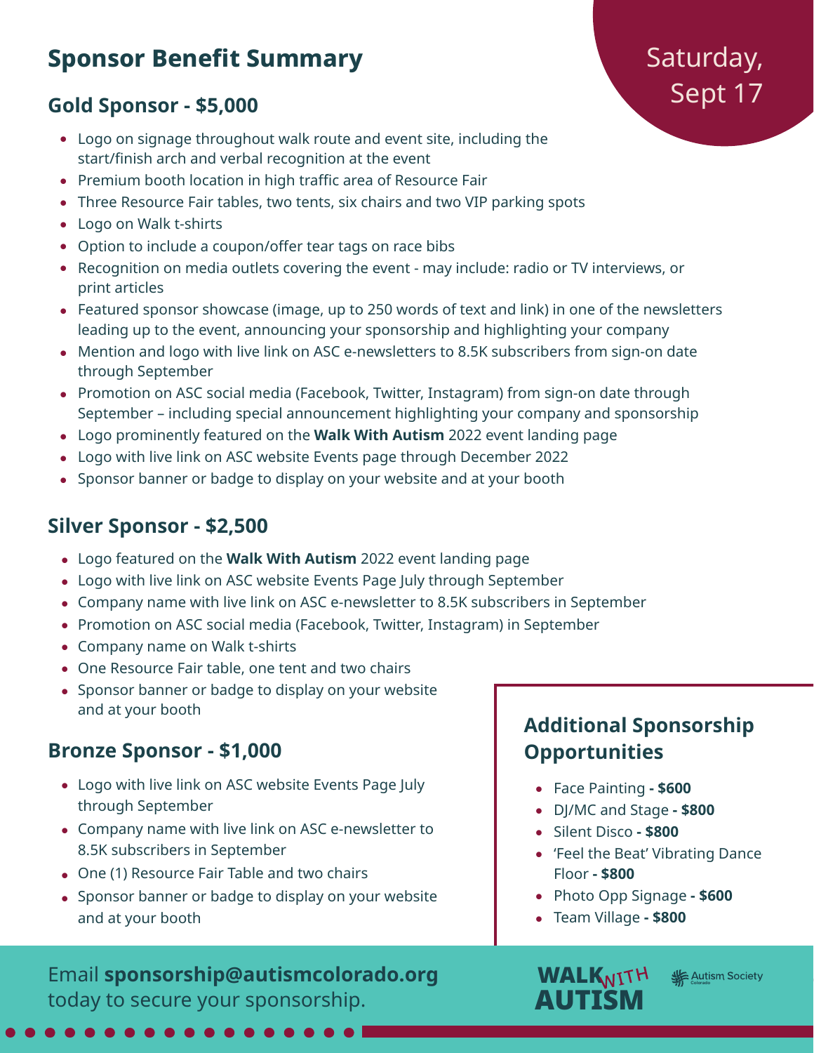# Sponsor Benefit Summary

Saturday, Sept 17

## Gold Sponsor - $5,000

- Logo on signage throughout walk route and event site, including the start/finish arch and verbal recognition at the event
- Premium booth location in high traffic area of Resource Fair
- Three Resource Fair tables, two tents, six chairs and two VIP parking spots
- Logo on Walk t-shirts
- Option to include a coupon/offer tear tags on race bibs
- Recognition on media outlets covering the event - may include: radio or TV interviews, or print articles
- Featured sponsor showcase (image, up to 250 words of text and link) in one of the newsletters leading up to the event, announcing your sponsorship and highlighting your company
- Mention and logo with live link on ASC e-newsletters to 8.5K subscribers from sign-on date through September
- Promotion on ASC social media (Facebook, Twitter, Instagram) from sign-on date through September – including special announcement highlighting your company and sponsorship
- Logo prominently featured on the **Walk With Autism** 2022 event landing page
- Logo with live link on ASC website Events page through December 2022
- Sponsor banner or badge to display on your website and at your booth

## Silver Sponsor - $2,500

- Logo featured on the **Walk With Autism** 2022 event landing page
- Logo with live link on ASC website Events Page July through September
- Company name with live link on ASC e-newsletter to 8.5K subscribers in September
- Promotion on ASC social media (Facebook, Twitter, Instagram) in September
- Company name on Walk t-shirts
- One Resource Fair table, one tent and two chairs
- Sponsor banner or badge to display on your website and at your booth

## Bronze Sponsor - $1,000

- Logo with live link on ASC website Events Page July through September
- Company name with live link on ASC e-newsletter to 8.5K subscribers in September
- One (1) Resource Fair Table and two chairs
- Sponsor banner or badge to display on your website and at your booth

## Additional Sponsorship Opportunities

- Face Painting **- $600**
- DJ/MC and Stage **- $800**
- Silent Disco **- $800**
- 'Feel the Beat' Vibrating Dance Floor **- $800**
- Photo Opp Signage **- $600**
- Team Village **- $800**

Email **sponsorship@autismcolorado.org** today to secure your sponsorship.

WALK WITH AUTISM

Autism Society Colorado